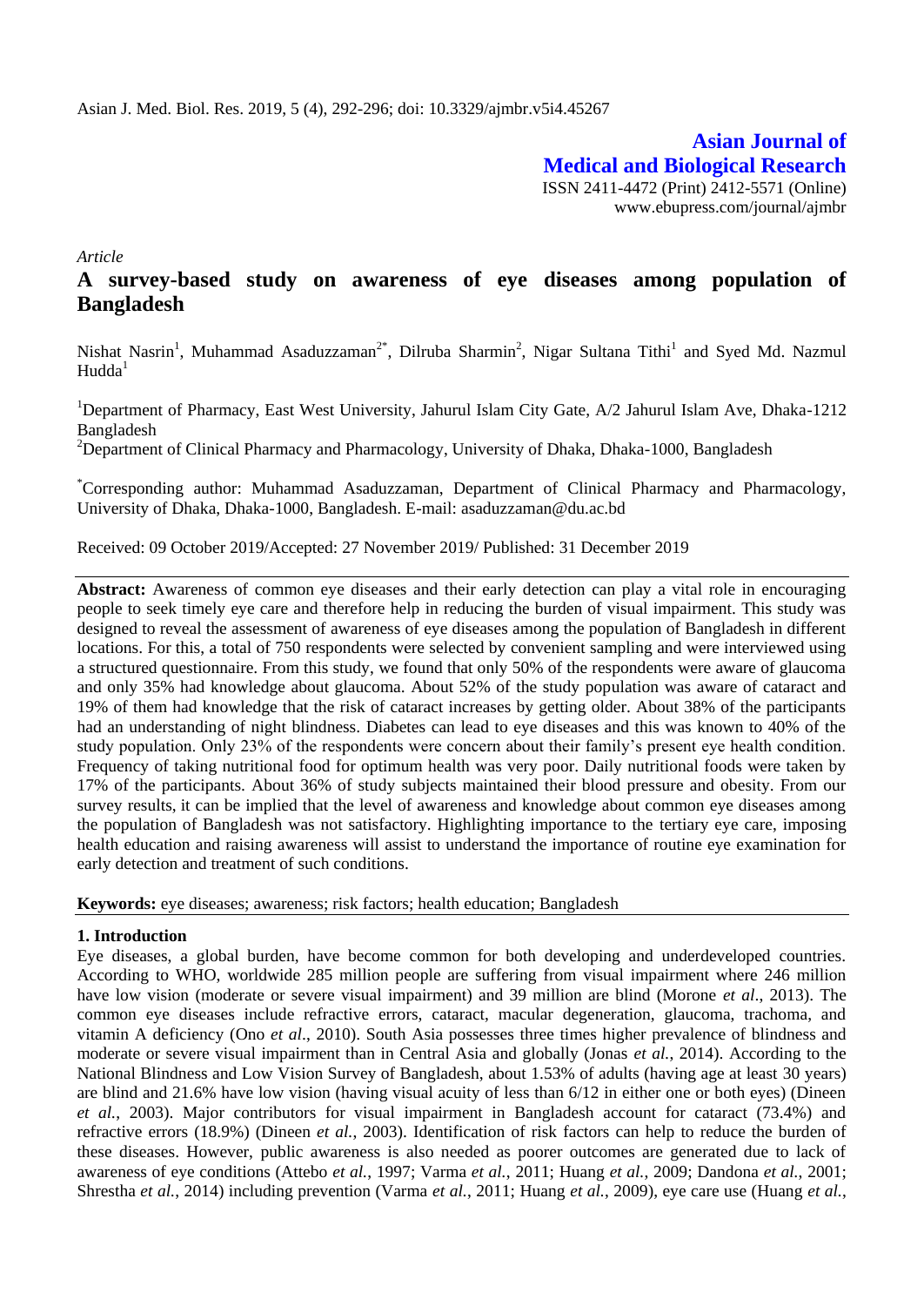*Article*

# A survey-based study on awareness of eye diseases among population of Bangladesh

Nishat Nasrin[1], Muhammad Asaduzzaman[2*], Dilruba Sharmin[2], Nigar Sultana Tithi[1] and Syed Md. Nazmul Hudda[1]

[1]Department of Pharmacy, East West University, Jahurul Islam City Gate, A/2 Jahurul Islam Ave, Dhaka-1212 Bangladesh

[2]Department of Clinical Pharmacy and Pharmacology, University of Dhaka, Dhaka-1000, Bangladesh

[*]Corresponding author: Muhammad Asaduzzaman, Department of Clinical Pharmacy and Pharmacology, University of Dhaka, Dhaka-1000, Bangladesh. E-mail: asaduzzaman@du.ac.bd

Received: 09 October 2019/Accepted: 27 November 2019/ Published: 31 December 2019

**Abstract:** Awareness of common eye diseases and their early detection can play a vital role in encouraging people to seek timely eye care and therefore help in reducing the burden of visual impairment. This study was designed to reveal the assessment of awareness of eye diseases among the population of Bangladesh in different locations. For this, a total of 750 respondents were selected by convenient sampling and were interviewed using a structured questionnaire. From this study, we found that only 50% of the respondents were aware of glaucoma and only 35% had knowledge about glaucoma. About 52% of the study population was aware of cataract and 19% of them had knowledge that the risk of cataract increases by getting older. About 38% of the participants had an understanding of night blindness. Diabetes can lead to eye diseases and this was known to 40% of the study population. Only 23% of the respondents were concern about their family's present eye health condition. Frequency of taking nutritional food for optimum health was very poor. Daily nutritional foods were taken by 17% of the participants. About 36% of study subjects maintained their blood pressure and obesity. From our survey results, it can be implied that the level of awareness and knowledge about common eye diseases among the population of Bangladesh was not satisfactory. Highlighting importance to the tertiary eye care, imposing health education and raising awareness will assist to understand the importance of routine eye examination for early detection and treatment of such conditions.

**Keywords:** eye diseases; awareness; risk factors; health education; Bangladesh

## 1. Introduction

Eye diseases, a global burden, have become common for both developing and underdeveloped countries. According to WHO, worldwide 285 million people are suffering from visual impairment where 246 million have low vision (moderate or severe visual impairment) and 39 million are blind (Morone *et al*., 2013). The common eye diseases include refractive errors, cataract, macular degeneration, glaucoma, trachoma, and vitamin A deficiency (Ono *et al*., 2010). South Asia possesses three times higher prevalence of blindness and moderate or severe visual impairment than in Central Asia and globally (Jonas *et al.*, 2014). According to the National Blindness and Low Vision Survey of Bangladesh, about 1.53% of adults (having age at least 30 years) are blind and 21.6% have low vision (having visual acuity of less than 6/12 in either one or both eyes) (Dineen *et al.*, 2003). Major contributors for visual impairment in Bangladesh account for cataract (73.4%) and refractive errors (18.9%) (Dineen *et al.*, 2003). Identification of risk factors can help to reduce the burden of these diseases. However, public awareness is also needed as poorer outcomes are generated due to lack of awareness of eye conditions (Attebo *et al.*, 1997; Varma *et al.*, 2011; Huang *et al.*, 2009; Dandona *et al.*, 2001; Shrestha *et al.*, 2014) including prevention (Varma *et al.*, 2011; Huang *et al.*, 2009), eye care use (Huang *et al.*,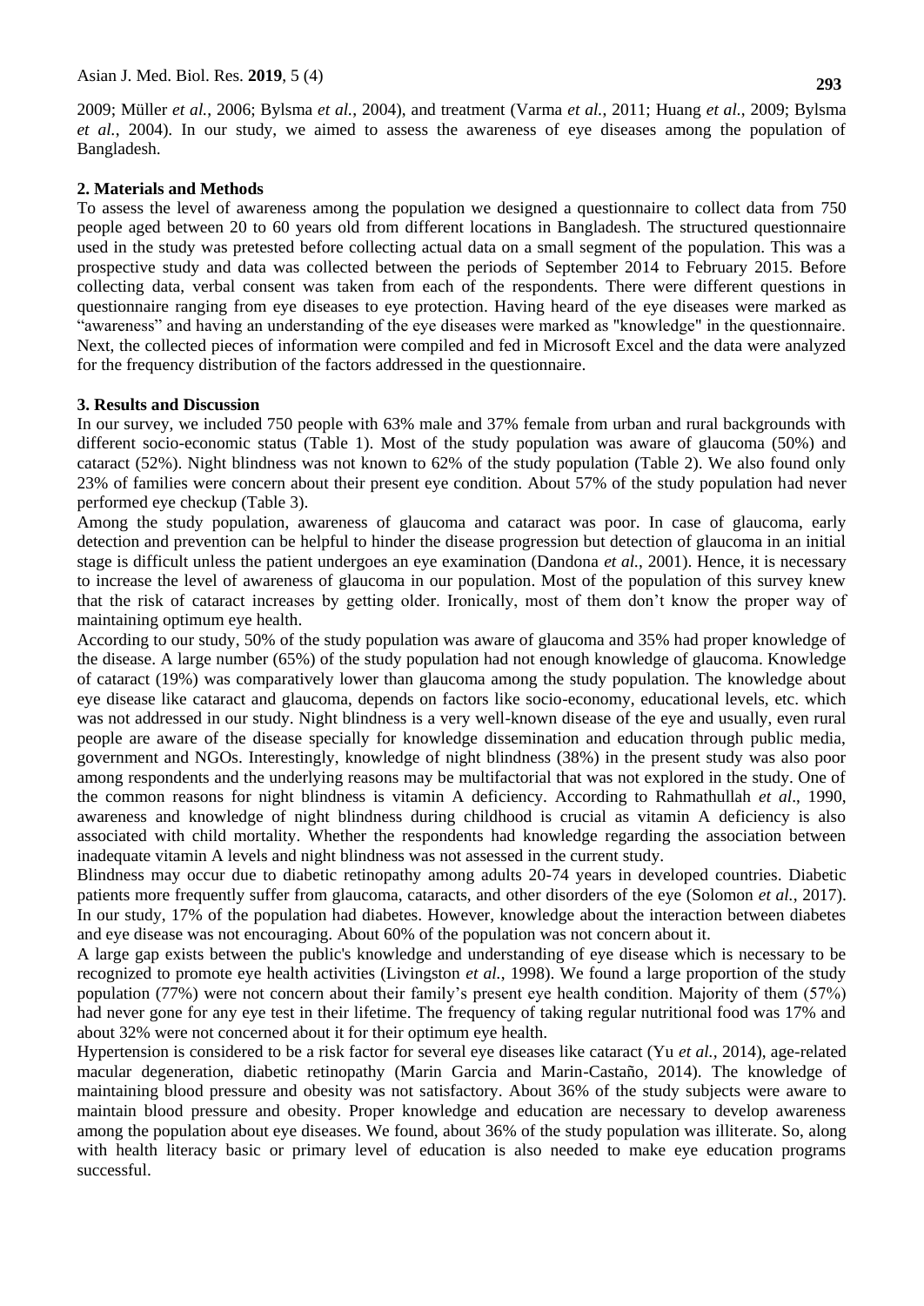2009; Müller *et al.*, 2006; Bylsma *et al.*, 2004), and treatment (Varma *et al.*, 2011; Huang *et al.*, 2009; Bylsma *et al.*, 2004). In our study, we aimed to assess the awareness of eye diseases among the population of Bangladesh.

## 2. Materials and Methods

To assess the level of awareness among the population we designed a questionnaire to collect data from 750 people aged between 20 to 60 years old from different locations in Bangladesh. The structured questionnaire used in the study was pretested before collecting actual data on a small segment of the population. This was a prospective study and data was collected between the periods of September 2014 to February 2015. Before collecting data, verbal consent was taken from each of the respondents. There were different questions in questionnaire ranging from eye diseases to eye protection. Having heard of the eye diseases were marked as "awareness" and having an understanding of the eye diseases were marked as "knowledge" in the questionnaire. Next, the collected pieces of information were compiled and fed in Microsoft Excel and the data were analyzed for the frequency distribution of the factors addressed in the questionnaire.

## 3. Results and Discussion

In our survey, we included 750 people with 63% male and 37% female from urban and rural backgrounds with different socio-economic status (Table 1). Most of the study population was aware of glaucoma (50%) and cataract (52%). Night blindness was not known to 62% of the study population (Table 2). We also found only 23% of families were concern about their present eye condition. About 57% of the study population had never performed eye checkup (Table 3).

Among the study population, awareness of glaucoma and cataract was poor. In case of glaucoma, early detection and prevention can be helpful to hinder the disease progression but detection of glaucoma in an initial stage is difficult unless the patient undergoes an eye examination (Dandona *et al.*, 2001). Hence, it is necessary to increase the level of awareness of glaucoma in our population. Most of the population of this survey knew that the risk of cataract increases by getting older. Ironically, most of them don't know the proper way of maintaining optimum eye health.

According to our study, 50% of the study population was aware of glaucoma and 35% had proper knowledge of the disease. A large number (65%) of the study population had not enough knowledge of glaucoma. Knowledge of cataract (19%) was comparatively lower than glaucoma among the study population. The knowledge about eye disease like cataract and glaucoma, depends on factors like socio-economy, educational levels, etc. which was not addressed in our study. Night blindness is a very well-known disease of the eye and usually, even rural people are aware of the disease specially for knowledge dissemination and education through public media, government and NGOs. Interestingly, knowledge of night blindness (38%) in the present study was also poor among respondents and the underlying reasons may be multifactorial that was not explored in the study. One of the common reasons for night blindness is vitamin A deficiency. According to Rahmathullah *et al*., 1990, awareness and knowledge of night blindness during childhood is crucial as vitamin A deficiency is also associated with child mortality. Whether the respondents had knowledge regarding the association between inadequate vitamin A levels and night blindness was not assessed in the current study.

Blindness may occur due to diabetic retinopathy among adults 20-74 years in developed countries. Diabetic patients more frequently suffer from glaucoma, cataracts, and other disorders of the eye (Solomon *et al.*, 2017). In our study, 17% of the population had diabetes. However, knowledge about the interaction between diabetes and eye disease was not encouraging. About 60% of the population was not concern about it.

A large gap exists between the public's knowledge and understanding of eye disease which is necessary to be recognized to promote eye health activities (Livingston *et al.*, 1998). We found a large proportion of the study population (77%) were not concern about their family's present eye health condition. Majority of them (57%) had never gone for any eye test in their lifetime. The frequency of taking regular nutritional food was 17% and about 32% were not concerned about it for their optimum eye health.

Hypertension is considered to be a risk factor for several eye diseases like cataract (Yu *et al.*, 2014), age-related macular degeneration, diabetic retinopathy (Marin Garcia and Marin-Castaño, 2014). The knowledge of maintaining blood pressure and obesity was not satisfactory. About 36% of the study subjects were aware to maintain blood pressure and obesity. Proper knowledge and education are necessary to develop awareness among the population about eye diseases. We found, about 36% of the study population was illiterate. So, along with health literacy basic or primary level of education is also needed to make eye education programs successful.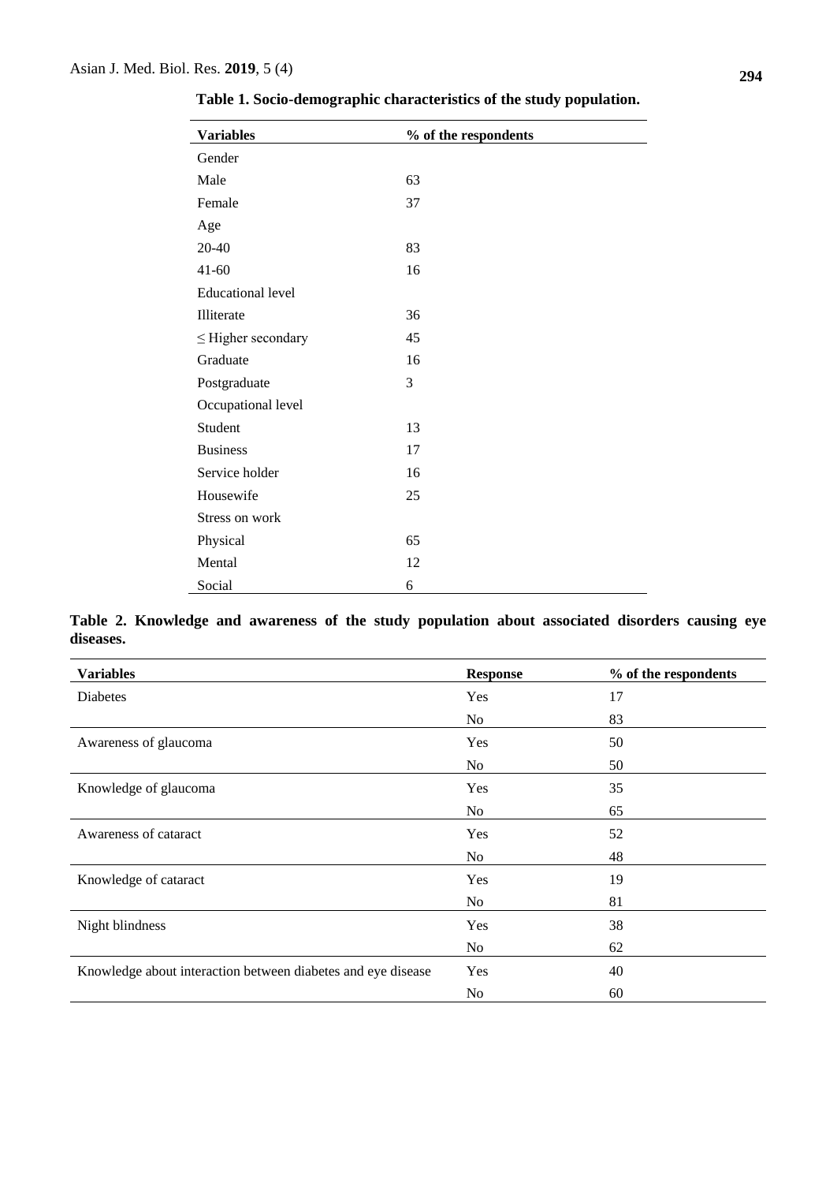**Table 1. Socio-demographic characteristics of the study population.**

| Variables | % of the respondents |
|---|---|
| Gender | |
| Male | 63 |
| Female | 37 |
| Age | |
| 20-40 | 83 |
| 41-60 | 16 |
| Educational level | |
| Illiterate | 36 |
| ≤ Higher secondary | 45 |
| Graduate | 16 |
| Postgraduate | 3 |
| Occupational level | |
| Student | 13 |
| Business | 17 |
| Service holder | 16 |
| Housewife | 25 |
| Stress on work | |
| Physical | 65 |
| Mental | 12 |
| Social | 6 |

**Table 2. Knowledge and awareness of the study population about associated disorders causing eye diseases.**

| Variables | Response | % of the respondents |
|---|---|---|
| Diabetes | Yes | 17 |
| | No | 83 |
| Awareness of glaucoma | Yes | 50 |
| | No | 50 |
| Knowledge of glaucoma | Yes | 35 |
| | No | 65 |
| Awareness of cataract | Yes | 52 |
| | No | 48 |
| Knowledge of cataract | Yes | 19 |
| | No | 81 |
| Night blindness | Yes | 38 |
| | No | 62 |
| Knowledge about interaction between diabetes and eye disease | Yes | 40 |
| | No | 60 |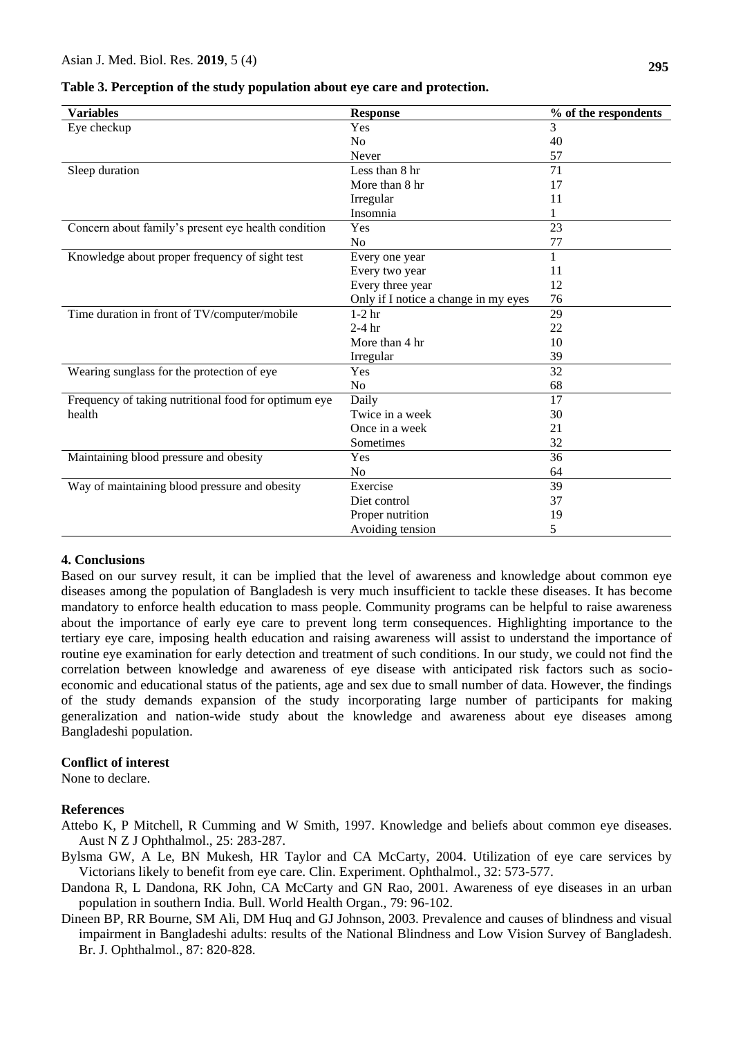**Table 3. Perception of the study population about eye care and protection.**

| Variables | Response | % of the respondents |
|---|---|---|
| Eye checkup | Yes | 3 |
| | No | 40 |
| | Never | 57 |
| Sleep duration | Less than 8 hr | 71 |
| | More than 8 hr | 17 |
| | Irregular | 11 |
| | Insomnia | 1 |
| Concern about family's present eye health condition | Yes | 23 |
| | No | 77 |
| Knowledge about proper frequency of sight test | Every one year | 1 |
| | Every two year | 11 |
| | Every three year | 12 |
| | Only if I notice a change in my eyes | 76 |
| Time duration in front of TV/computer/mobile | 1-2 hr | 29 |
| | 2-4 hr | 22 |
| | More than 4 hr | 10 |
| | Irregular | 39 |
| Wearing sunglass for the protection of eye | Yes | 32 |
| | No | 68 |
| Frequency of taking nutritional food for optimum eye health | Daily | 17 |
| | Twice in a week | 30 |
| | Once in a week | 21 |
| | Sometimes | 32 |
| Maintaining blood pressure and obesity | Yes | 36 |
| | No | 64 |
| Way of maintaining blood pressure and obesity | Exercise | 39 |
| | Diet control | 37 |
| | Proper nutrition | 19 |
| | Avoiding tension | 5 |

## 4. Conclusions

Based on our survey result, it can be implied that the level of awareness and knowledge about common eye diseases among the population of Bangladesh is very much insufficient to tackle these diseases. It has become mandatory to enforce health education to mass people. Community programs can be helpful to raise awareness about the importance of early eye care to prevent long term consequences. Highlighting importance to the tertiary eye care, imposing health education and raising awareness will assist to understand the importance of routine eye examination for early detection and treatment of such conditions. In our study, we could not find the correlation between knowledge and awareness of eye disease with anticipated risk factors such as socio-economic and educational status of the patients, age and sex due to small number of data. However, the findings of the study demands expansion of the study incorporating large number of participants for making generalization and nation-wide study about the knowledge and awareness about eye diseases among Bangladeshi population.

## Conflict of interest

None to declare.

## References

Attebo K, P Mitchell, R Cumming and W Smith, 1997. Knowledge and beliefs about common eye diseases. Aust N Z J Ophthalmol., 25: 283-287.

Bylsma GW, A Le, BN Mukesh, HR Taylor and CA McCarty, 2004. Utilization of eye care services by Victorians likely to benefit from eye care. Clin. Experiment. Ophthalmol., 32: 573-577.

Dandona R, L Dandona, RK John, CA McCarty and GN Rao, 2001. Awareness of eye diseases in an urban population in southern India. Bull. World Health Organ., 79: 96-102.

Dineen BP, RR Bourne, SM Ali, DM Huq and GJ Johnson, 2003. Prevalence and causes of blindness and visual impairment in Bangladeshi adults: results of the National Blindness and Low Vision Survey of Bangladesh. Br. J. Ophthalmol., 87: 820-828.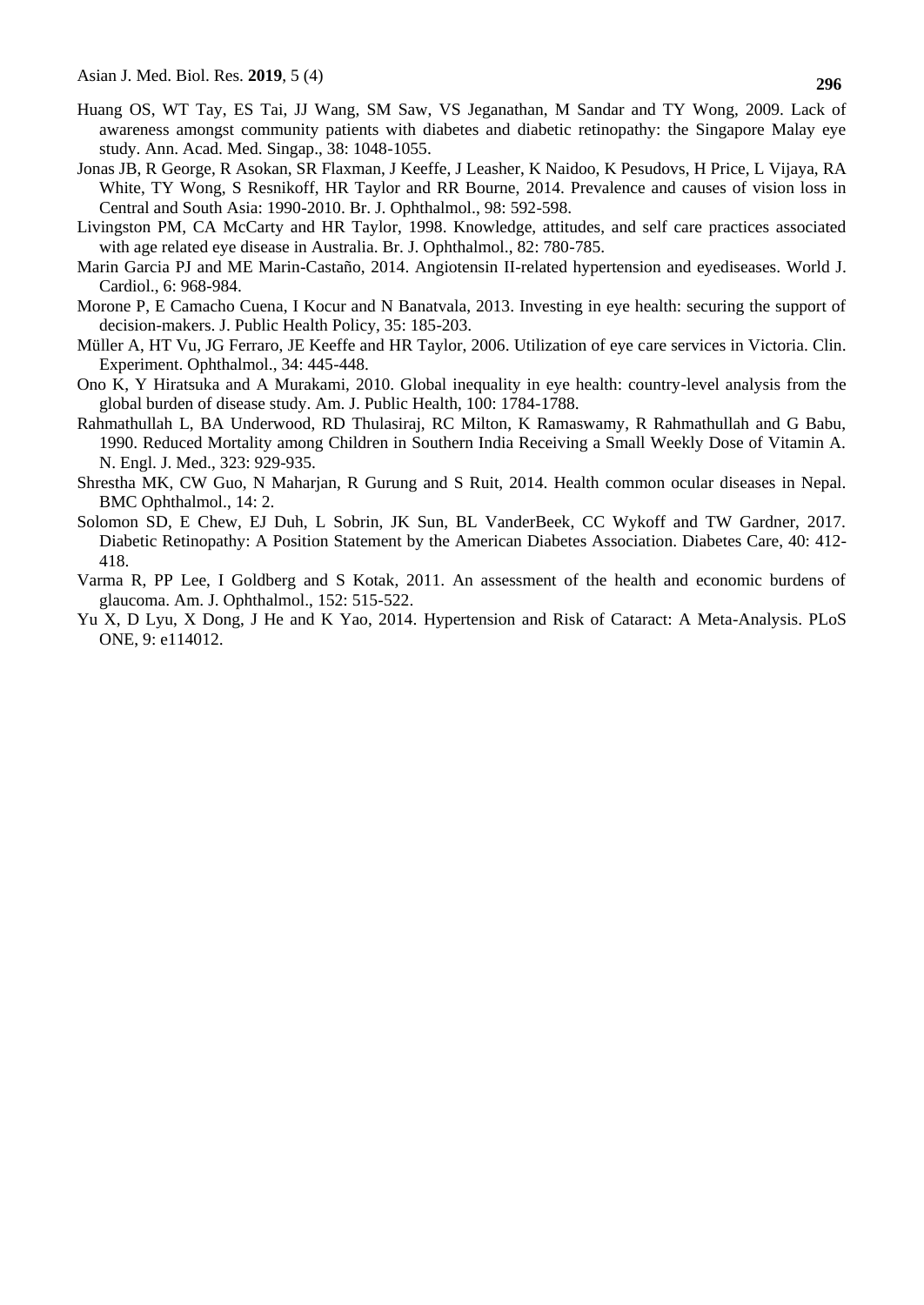Huang OS, WT Tay, ES Tai, JJ Wang, SM Saw, VS Jeganathan, M Sandar and TY Wong, 2009. Lack of awareness amongst community patients with diabetes and diabetic retinopathy: the Singapore Malay eye study. Ann. Acad. Med. Singap., 38: 1048-1055.

Jonas JB, R George, R Asokan, SR Flaxman, J Keeffe, J Leasher, K Naidoo, K Pesudovs, H Price, L Vijaya, RA White, TY Wong, S Resnikoff, HR Taylor and RR Bourne, 2014. Prevalence and causes of vision loss in Central and South Asia: 1990-2010. Br. J. Ophthalmol., 98: 592-598.

Livingston PM, CA McCarty and HR Taylor, 1998. Knowledge, attitudes, and self care practices associated with age related eye disease in Australia. Br. J. Ophthalmol., 82: 780-785.

Marin Garcia PJ and ME Marin-Castaño, 2014. Angiotensin II-related hypertension and eyediseases. World J. Cardiol., 6: 968-984.

Morone P, E Camacho Cuena, I Kocur and N Banatvala, 2013. Investing in eye health: securing the support of decision-makers. J. Public Health Policy, 35: 185-203.

Müller A, HT Vu, JG Ferraro, JE Keeffe and HR Taylor, 2006. Utilization of eye care services in Victoria. Clin. Experiment. Ophthalmol., 34: 445-448.

Ono K, Y Hiratsuka and A Murakami, 2010. Global inequality in eye health: country-level analysis from the global burden of disease study. Am. J. Public Health, 100: 1784-1788.

Rahmathullah L, BA Underwood, RD Thulasiraj, RC Milton, K Ramaswamy, R Rahmathullah and G Babu, 1990. Reduced Mortality among Children in Southern India Receiving a Small Weekly Dose of Vitamin A. N. Engl. J. Med., 323: 929-935.

Shrestha MK, CW Guo, N Maharjan, R Gurung and S Ruit, 2014. Health common ocular diseases in Nepal. BMC Ophthalmol., 14: 2.

Solomon SD, E Chew, EJ Duh, L Sobrin, JK Sun, BL VanderBeek, CC Wykoff and TW Gardner, 2017. Diabetic Retinopathy: A Position Statement by the American Diabetes Association. Diabetes Care, 40: 412-418.

Varma R, PP Lee, I Goldberg and S Kotak, 2011. An assessment of the health and economic burdens of glaucoma. Am. J. Ophthalmol., 152: 515-522.

Yu X, D Lyu, X Dong, J He and K Yao, 2014. Hypertension and Risk of Cataract: A Meta-Analysis. PLoS ONE, 9: e114012.